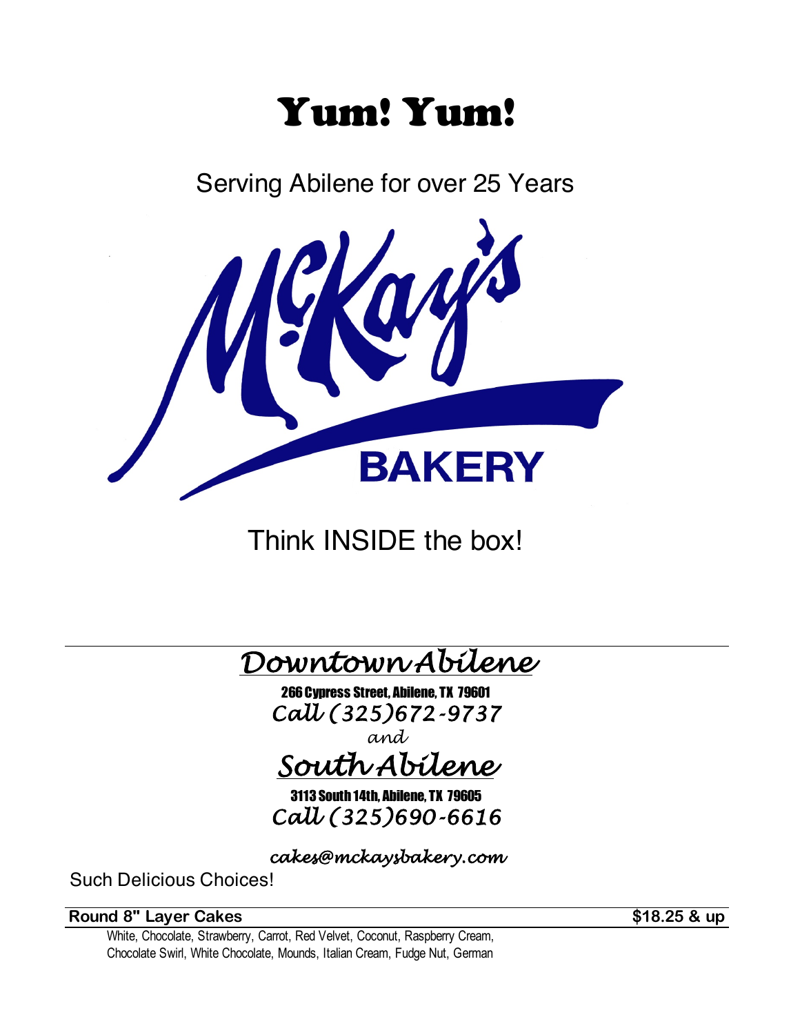# Yum! Yum!

Serving Abilene for over 25 Years

McKay's BAKERY

Think INSIDE the box!

---

## *Downtown Abilene*

**266 Cypress Street, Abilene, TX 79601**

*Call (325)672-9737*

*and*

## *South Abilene*

**3113 South 14th, Abilene, TX 79605**

*Call (325)690-6616*

*cakes@mckaysbakery.com*

Such Delicious Choices!

| **Round 8" Layer Cakes** | **$18.25 & up** |
| --- | --- |

White, Chocolate, Strawberry, Carrot, Red Velvet, Coconut, Raspberry Cream, Chocolate Swirl, White Chocolate, Mounds, Italian Cream, Fudge Nut, German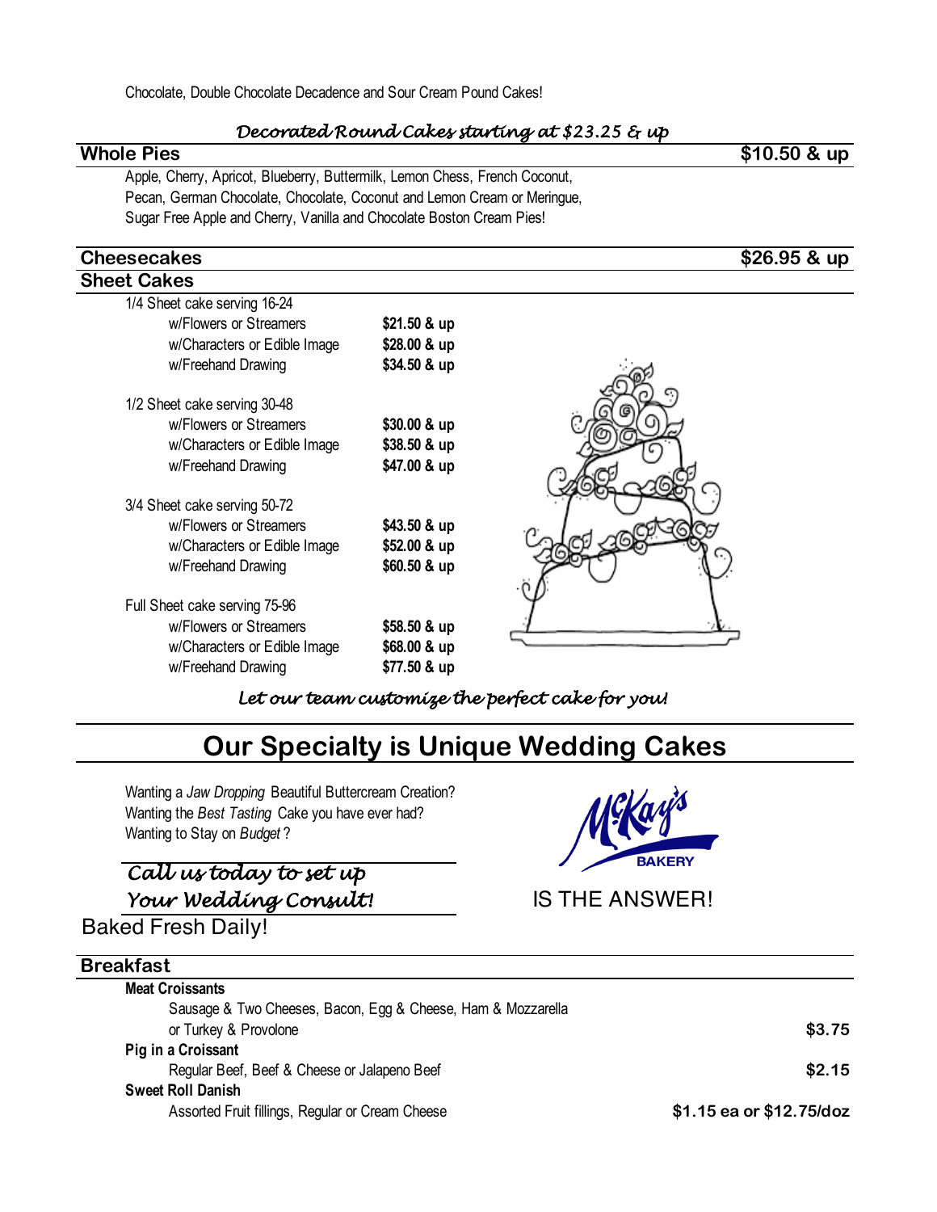Chocolate, Double Chocolate Decadence and Sour Cream Pound Cakes!

*Decorated Round Cakes starting at $23.25 & up*

## Whole Pies — $10.50 & up

Apple, Cherry, Apricot, Blueberry, Buttermilk, Lemon Chess, French Coconut, Pecan, German Chocolate, Chocolate, Coconut and Lemon Cream or Meringue, Sugar Free Apple and Cherry, Vanilla and Chocolate Boston Cream Pies!

## Cheesecakes — $26.95 & up

## Sheet Cakes

| | |
|---|---|
| 1/4 Sheet cake serving 16-24 | |
| w/Flowers or Streamers | **$21.50 & up** |
| w/Characters or Edible Image | **$28.00 & up** |
| w/Freehand Drawing | **$34.50 & up** |
| 1/2 Sheet cake serving 30-48 | |
| w/Flowers or Streamers | **$30.00 & up** |
| w/Characters or Edible Image | **$38.50 & up** |
| w/Freehand Drawing | **$47.00 & up** |
| 3/4 Sheet cake serving 50-72 | |
| w/Flowers or Streamers | **$43.50 & up** |
| w/Characters or Edible Image | **$52.00 & up** |
| w/Freehand Drawing | **$60.50 & up** |
| Full Sheet cake serving 75-96 | |
| w/Flowers or Streamers | **$58.50 & up** |
| w/Characters or Edible Image | **$68.00 & up** |
| w/Freehand Drawing | **$77.50 & up** |

*Let our team customize the perfect cake for you!*

# Our Specialty is Unique Wedding Cakes

Wanting a *Jaw Dropping* Beautiful Buttercream Creation?
Wanting the *Best Tasting* Cake you have ever had?
Wanting to Stay on *Budget* ?

McKay's BAKERY IS THE ANSWER!

*Call us today to set up Your Wedding Consult!*

Baked Fresh Daily!

## Breakfast

| | |
|---|---|
| **Meat Croissants** | |
| Sausage & Two Cheeses, Bacon, Egg & Cheese, Ham & Mozzarella or Turkey & Provolone | **$3.75** |
| **Pig in a Croissant** | |
| Regular Beef, Beef & Cheese or Jalapeno Beef | **$2.15** |
| **Sweet Roll Danish** | |
| Assorted Fruit fillings, Regular or Cream Cheese | **$1.15 ea or $12.75/doz** |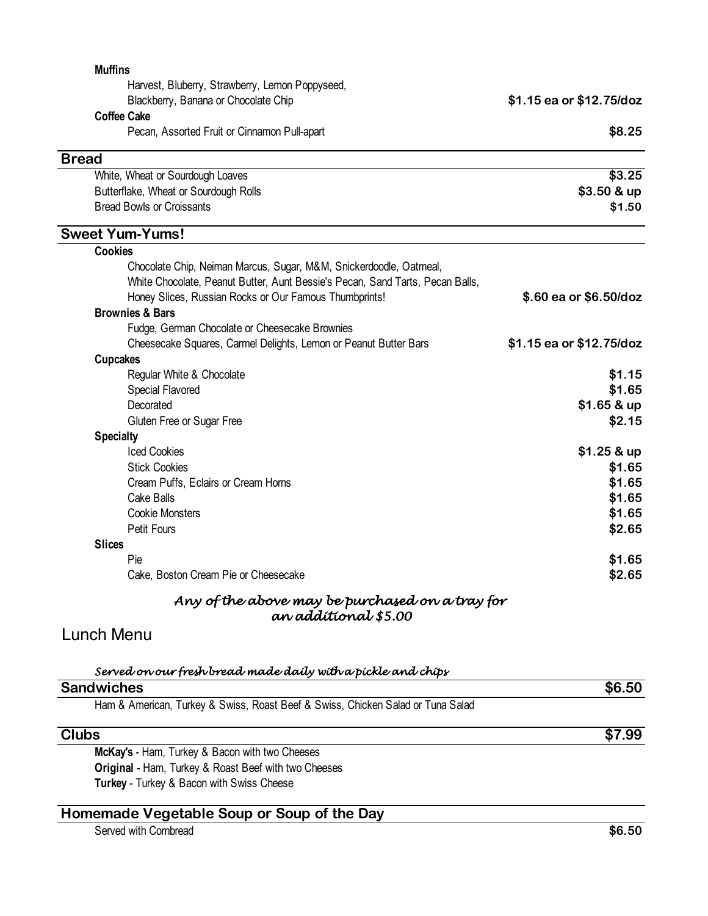**Muffins**

Harvest, Bluberry, Strawberry, Lemon Poppyseed, Blackberry, Banana or Chocolate Chip — **$1.15 ea or $12.75/doz**

**Coffee Cake**

Pecan, Assorted Fruit or Cinnamon Pull-apart — **$8.25**

## Bread

| Item | Price |
|---|---|
| White, Wheat or Sourdough Loaves | **$3.25** |
| Butterflake, Wheat or Sourdough Rolls | **$3.50 & up** |
| Bread Bowls or Croissants | **$1.50** |

## Sweet Yum-Yums!

**Cookies**

Chocolate Chip, Neiman Marcus, Sugar, M&M, Snickerdoodle, Oatmeal, White Chocolate, Peanut Butter, Aunt Bessie's Pecan, Sand Tarts, Pecan Balls, Honey Slices, Russian Rocks or Our Famous Thumbprints! — **$.60 ea or $6.50/doz**

**Brownies & Bars**

Fudge, German Chocolate or Cheesecake Brownies
Cheesecake Squares, Carmel Delights, Lemon or Peanut Butter Bars — **$1.15 ea or $12.75/doz**

**Cupcakes**

| Item | Price |
|---|---|
| Regular White & Chocolate | **$1.15** |
| Special Flavored | **$1.65** |
| Decorated | **$1.65 & up** |
| Gluten Free or Sugar Free | **$2.15** |

**Specialty**

| Item | Price |
|---|---|
| Iced Cookies | **$1.25 & up** |
| Stick Cookies | **$1.65** |
| Cream Puffs, Eclairs or Cream Horns | **$1.65** |
| Cake Balls | **$1.65** |
| Cookie Monsters | **$1.65** |
| Petit Fours | **$2.65** |

**Slices**

| Item | Price |
|---|---|
| Pie | **$1.65** |
| Cake, Boston Cream Pie or Cheesecake | **$2.65** |

*Any of the above may be purchased on a tray for an additional $5.00*

# Lunch Menu

*Served on our fresh bread made daily with a pickle and chips*

## Sandwiches — $6.50

Ham & American, Turkey & Swiss, Roast Beef & Swiss, Chicken Salad or Tuna Salad

## Clubs — $7.99

**McKay's** - Ham, Turkey & Bacon with two Cheeses
**Original** - Ham, Turkey & Roast Beef with two Cheeses
**Turkey** - Turkey & Bacon with Swiss Cheese

## Homemade Vegetable Soup or Soup of the Day

Served with Cornbread — **$6.50**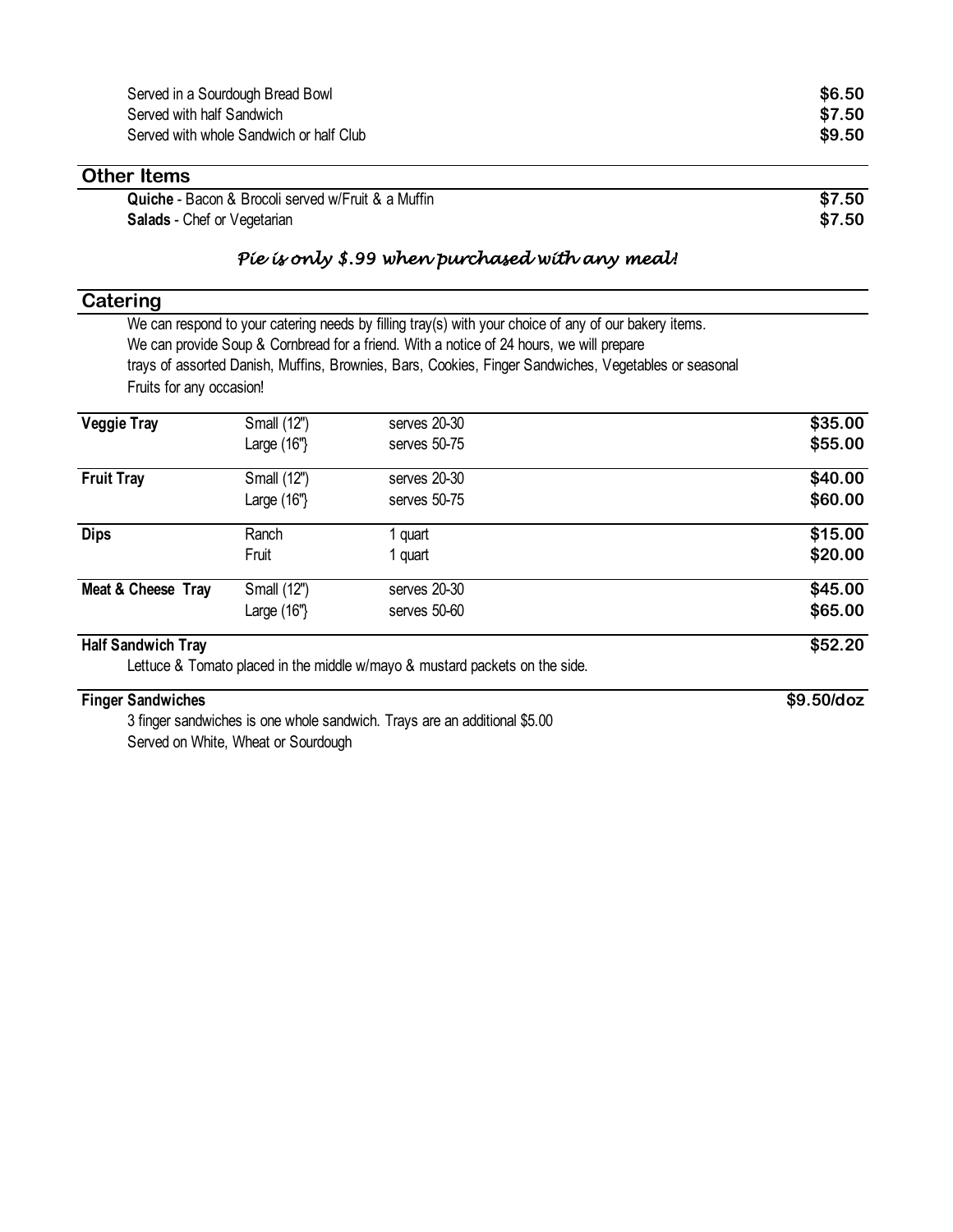| | |
|---|---|
| Served in a Sourdough Bread Bowl | **$6.50** |
| Served with half Sandwich | **$7.50** |
| Served with whole Sandwich or half Club | **$9.50** |

## Other Items

| | |
|---|---|
| **Quiche** - Bacon & Brocoli served w/Fruit & a Muffin | **$7.50** |
| **Salads** - Chef or Vegetarian | **$7.50** |

*Pie is only $.99 when purchased with any meal!*

## Catering

We can respond to your catering needs by filling tray(s) with your choice of any of our bakery items. We can provide Soup & Cornbread for a friend. With a notice of 24 hours, we will prepare trays of assorted Danish, Muffins, Brownies, Bars, Cookies, Finger Sandwiches, Vegetables or seasonal Fruits for any occasion!

| | | | |
|---|---|---|---|
| **Veggie Tray** | Small (12") | serves 20-30 | **$35.00** |
| | Large (16"} | serves 50-75 | **$55.00** |
| **Fruit Tray** | Small (12") | serves 20-30 | **$40.00** |
| | Large (16"} | serves 50-75 | **$60.00** |
| **Dips** | Ranch | 1 quart | **$15.00** |
| | Fruit | 1 quart | **$20.00** |
| **Meat & Cheese Tray** | Small (12") | serves 20-30 | **$45.00** |
| | Large (16"} | serves 50-60 | **$65.00** |

**Half Sandwich Tray** **$52.20**

Lettuce & Tomato placed in the middle w/mayo & mustard packets on the side.

**Finger Sandwiches** **$9.50/doz**

3 finger sandwiches is one whole sandwich. Trays are an additional $5.00

Served on White, Wheat or Sourdough